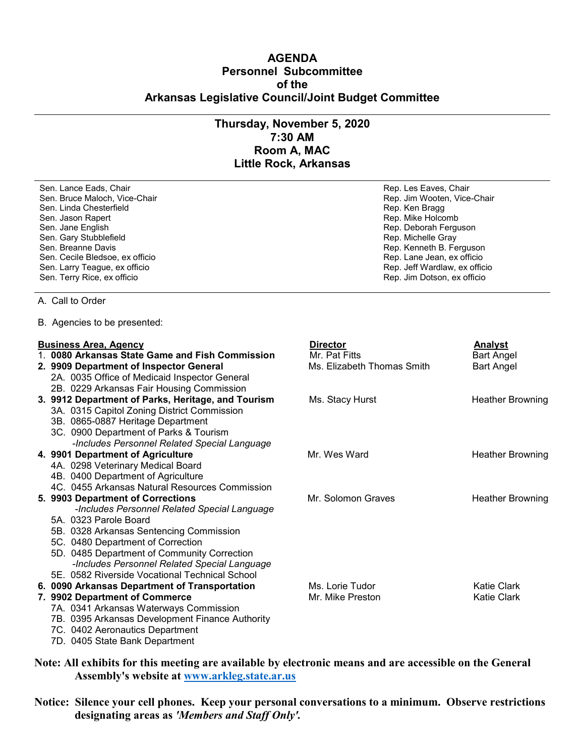# AGENDA
## Personnel Subcommittee
## of the
## Arkansas Legislative Council/Joint Budget Committee

---

### Thursday, November 5, 2020
### 7:30 AM
### Room A, MAC
### Little Rock, Arkansas

---

| Senate | House |
|---|---|
| Sen. Lance Eads, Chair | Rep. Les Eaves, Chair |
| Sen. Bruce Maloch, Vice-Chair | Rep. Jim Wooten, Vice-Chair |
| Sen. Linda Chesterfield | Rep. Ken Bragg |
| Sen. Jason Rapert | Rep. Mike Holcomb |
| Sen. Jane English | Rep. Deborah Ferguson |
| Sen. Gary Stubblefield | Rep. Michelle Gray |
| Sen. Breanne Davis | Rep. Kenneth B. Ferguson |
| Sen. Cecile Bledsoe, ex officio | Rep. Lane Jean, ex officio |
| Sen. Larry Teague, ex officio | Rep. Jeff Wardlaw, ex officio |
| Sen. Terry Rice, ex officio | Rep. Jim Dotson, ex officio |

---

A. Call to Order

B. Agencies to be presented:

| **Business Area, Agency** | **Director** | **Analyst** |
|---|---|---|
| 1. **0080 Arkansas State Game and Fish Commission** | Mr. Pat Fitts | Bart Angel |
| 2. **9909 Department of Inspector General** | Ms. Elizabeth Thomas Smith | Bart Angel |
| 2A. 0035 Office of Medicaid Inspector General | | |
| 2B. 0229 Arkansas Fair Housing Commission | | |
| 3. **9912 Department of Parks, Heritage, and Tourism** | Ms. Stacy Hurst | Heather Browning |
| 3A. 0315 Capitol Zoning District Commission | | |
| 3B. 0865-0887 Heritage Department | | |
| 3C. 0900 Department of Parks & Tourism | | |
| *-Includes Personnel Related Special Language* | | |
| 4. **9901 Department of Agriculture** | Mr. Wes Ward | Heather Browning |
| 4A. 0298 Veterinary Medical Board | | |
| 4B. 0400 Department of Agriculture | | |
| 4C. 0455 Arkansas Natural Resources Commission | | |
| 5. **9903 Department of Corrections** | Mr. Solomon Graves | Heather Browning |
| *-Includes Personnel Related Special Language* | | |
| 5A. 0323 Parole Board | | |
| 5B. 0328 Arkansas Sentencing Commission | | |
| 5C. 0480 Department of Correction | | |
| 5D. 0485 Department of Community Correction | | |
| *-Includes Personnel Related Special Language* | | |
| 5E. 0582 Riverside Vocational Technical School | | |
| 6. **0090 Arkansas Department of Transportation** | Ms. Lorie Tudor | Katie Clark |
| 7. **9902 Department of Commerce** | Mr. Mike Preston | Katie Clark |
| 7A. 0341 Arkansas Waterways Commission | | |
| 7B. 0395 Arkansas Development Finance Authority | | |
| 7C. 0402 Aeronautics Department | | |
| 7D. 0405 State Bank Department | | |

**Note: All exhibits for this meeting are available by electronic means and are accessible on the General Assembly's website at www.arkleg.state.ar.us**

**Notice: Silence your cell phones. Keep your personal conversations to a minimum. Observe restrictions designating areas as *'Members and Staff Only'*.**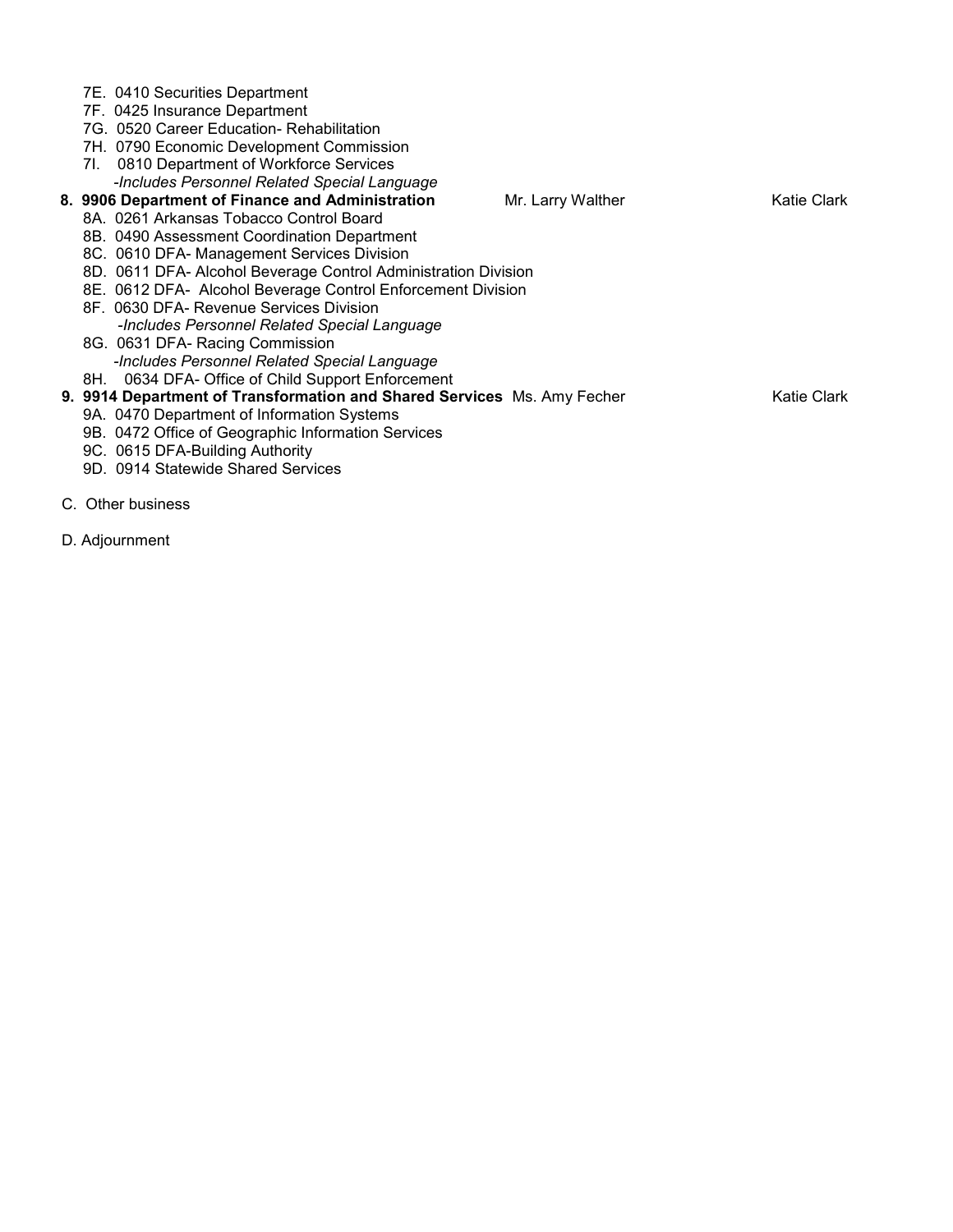- 7E. 0410 Securities Department
- 7F. 0425 Insurance Department
- 7G. 0520 Career Education- Rehabilitation
- 7H. 0790 Economic Development Commission
- 7I. 0810 Department of Workforce Services
  - *-Includes Personnel Related Special Language*

**8. 9906 Department of Finance and Administration** Mr. Larry Walther Katie Clark

- 8A. 0261 Arkansas Tobacco Control Board
- 8B. 0490 Assessment Coordination Department
- 8C. 0610 DFA- Management Services Division
- 8D. 0611 DFA- Alcohol Beverage Control Administration Division
- 8E. 0612 DFA- Alcohol Beverage Control Enforcement Division
- 8F. 0630 DFA- Revenue Services Division
  - *-Includes Personnel Related Special Language*
- 8G. 0631 DFA- Racing Commission
  - *-Includes Personnel Related Special Language*
- 8H. 0634 DFA- Office of Child Support Enforcement

**9. 9914 Department of Transformation and Shared Services** Ms. Amy Fecher Katie Clark

- 9A. 0470 Department of Information Systems
- 9B. 0472 Office of Geographic Information Services
- 9C. 0615 DFA-Building Authority
- 9D. 0914 Statewide Shared Services

C. Other business

D. Adjournment